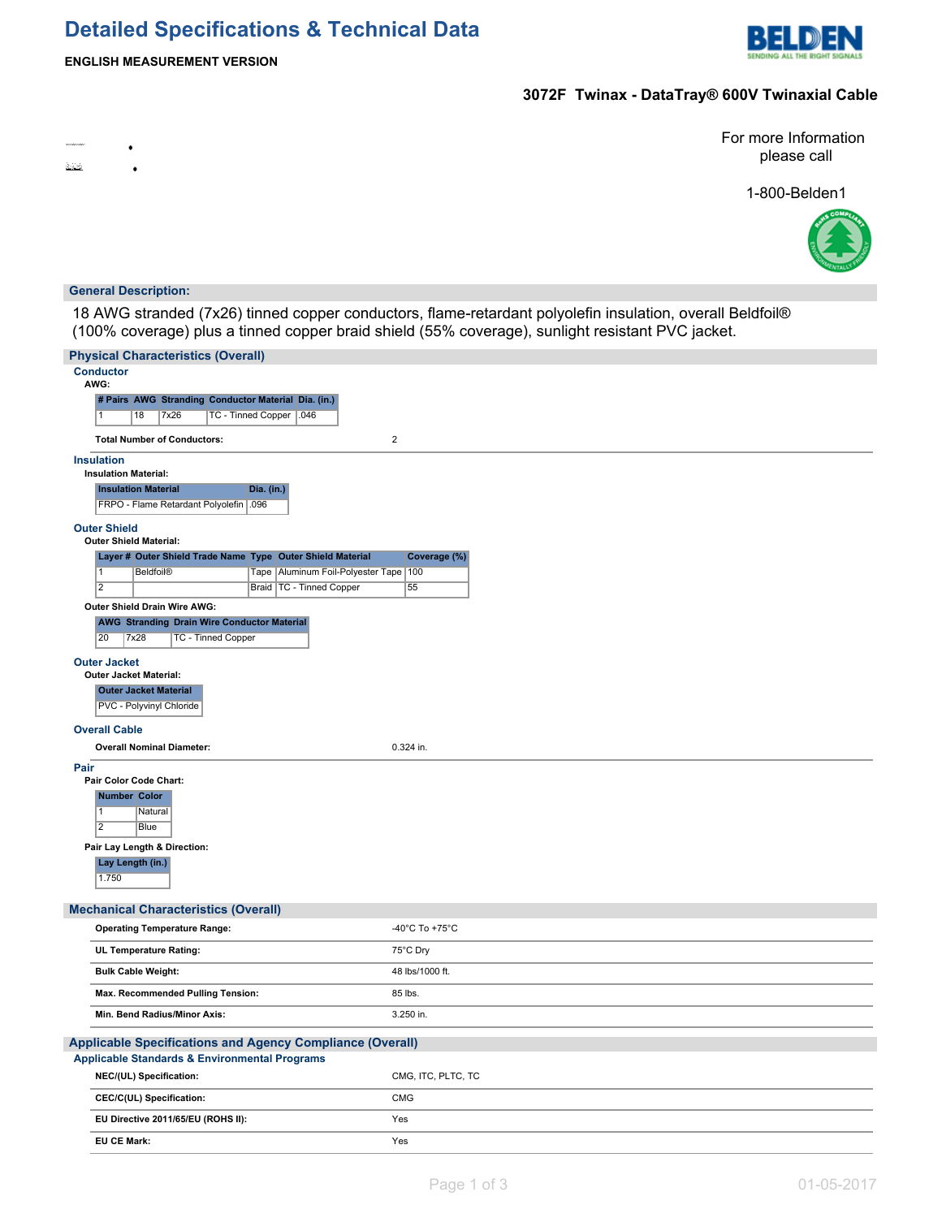# Detailed Specifications & Technical Data

**ENGLISH MEASUREMENT VERSION**

## 3072F Twinax - DataTray® 600V Twinaxial Cable

For more Information please call

1-800-Belden1

### General Description:

18 AWG stranded (7x26) tinned copper conductors, flame-retardant polyolefin insulation, overall Beldfoil® (100% coverage) plus a tinned copper braid shield (55% coverage), sunlight resistant PVC jacket.

### Physical Characteristics (Overall)

#### Conductor

**AWG:**

| # Pairs | AWG | Stranding | Conductor Material | Dia. (in.) |
|---|---|---|---|---|
| 1 | 18 | 7x26 | TC - Tinned Copper | .046 |

**Total Number of Conductors:** 2

#### Insulation

**Insulation Material:**

| Insulation Material | Dia. (in.) |
|---|---|
| FRPO - Flame Retardant Polyolefin | .096 |

#### Outer Shield

**Outer Shield Material:**

| Layer # | Outer Shield Trade Name | Type | Outer Shield Material | Coverage (%) |
|---|---|---|---|---|
| 1 | Beldfoil® | Tape | Aluminum Foil-Polyester Tape | 100 |
| 2 | | Braid | TC - Tinned Copper | 55 |

**Outer Shield Drain Wire AWG:**

| AWG | Stranding | Drain Wire Conductor Material |
|---|---|---|
| 20 | 7x28 | TC - Tinned Copper |

#### Outer Jacket

**Outer Jacket Material:**

| Outer Jacket Material |
|---|
| PVC - Polyvinyl Chloride |

#### Overall Cable

**Overall Nominal Diameter:** 0.324 in.

#### Pair

**Pair Color Code Chart:**

| Number | Color |
|---|---|
| 1 | Natural |
| 2 | Blue |

**Pair Lay Length & Direction:**

| Lay Length (in.) |
|---|
| 1.750 |

### Mechanical Characteristics (Overall)

| | |
|---|---|
| **Operating Temperature Range:** | -40°C To +75°C |
| **UL Temperature Rating:** | 75°C Dry |
| **Bulk Cable Weight:** | 48 lbs/1000 ft. |
| **Max. Recommended Pulling Tension:** | 85 lbs. |
| **Min. Bend Radius/Minor Axis:** | 3.250 in. |

### Applicable Specifications and Agency Compliance (Overall)

#### Applicable Standards & Environmental Programs

| | |
|---|---|
| **NEC/(UL) Specification:** | CMG, ITC, PLTC, TC |
| **CEC/C(UL) Specification:** | CMG |
| **EU Directive 2011/65/EU (ROHS II):** | Yes |
| **EU CE Mark:** | Yes |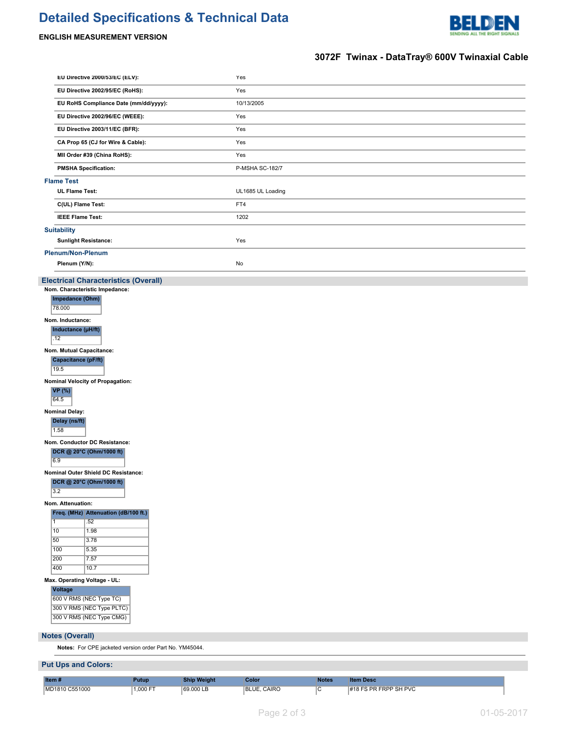| | |
|---|---|
| EU Directive 2000/53/EC (ELV): | Yes |
| EU Directive 2002/95/EC (RoHS): | Yes |
| EU RoHS Compliance Date (mm/dd/yyyy): | 10/13/2005 |
| EU Directive 2002/96/EC (WEEE): | Yes |
| EU Directive 2003/11/EC (BFR): | Yes |
| CA Prop 65 (CJ for Wire & Cable): | Yes |
| MII Order #39 (China RoHS): | Yes |
| PMSHA Specification: | P-MSHA SC-182/7 |

### Flame Test

| | |
|---|---|
| UL Flame Test: | UL1685 UL Loading |
| C(UL) Flame Test: | FT4 |
| IEEE Flame Test: | 1202 |

### Suitability

| | |
|---|---|
| Sunlight Resistance: | Yes |

### Plenum/Non-Plenum

| | |
|---|---|
| Plenum (Y/N): | No |

## Electrical Characteristics (Overall)

**Nom. Characteristic Impedance:**

| Impedance (Ohm) |
|---|
| 78.000 |

**Nom. Inductance:**

| Inductance (µH/ft) |
|---|
| .12 |

**Nom. Mutual Capacitance:**

| Capacitance (pF/ft) |
|---|
| 19.5 |

**Nominal Velocity of Propagation:**

| VP (%) |
|---|
| 64.5 |

**Nominal Delay:**

| Delay (ns/ft) |
|---|
| 1.58 |

**Nom. Conductor DC Resistance:**

| DCR @ 20°C (Ohm/1000 ft) |
|---|
| 6.9 |

**Nominal Outer Shield DC Resistance:**

| DCR @ 20°C (Ohm/1000 ft) |
|---|
| 3.2 |

**Nom. Attenuation:**

| Freq. (MHz) | Attenuation (dB/100 ft.) |
|---|---|
| 1 | .52 |
| 10 | 1.98 |
| 50 | 3.78 |
| 100 | 5.35 |
| 200 | 7.57 |
| 400 | 10.7 |

**Max. Operating Voltage - UL:**

| Voltage |
|---|
| 600 V RMS (NEC Type TC) |
| 300 V RMS (NEC Type PLTC) |
| 300 V RMS (NEC Type CMG) |

## Notes (Overall)

**Notes:** For CPE jacketed version order Part No. YM45044.

## Put Ups and Colors:

| Item # | Putup | Ship Weight | Color | Notes | Item Desc |
|---|---|---|---|---|---|
| MD1810 C551000 | 1,000 FT | 69.000 LB | BLUE, CAIRO | C | #18 FS PR FRPP SH PVC |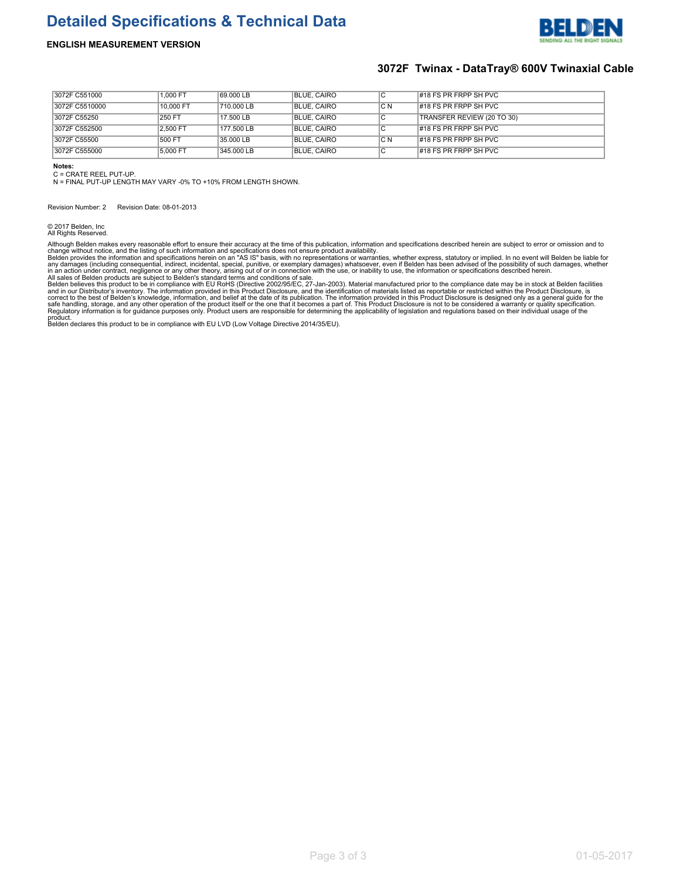| | | | | | |
|---|---|---|---|---|---|
| 3072F C551000 | 1,000 FT | 69.000 LB | BLUE, CAIRO | C | #18 FS PR FRPP SH PVC |
| 3072F C5510000 | 10,000 FT | 710.000 LB | BLUE, CAIRO | C N | #18 FS PR FRPP SH PVC |
| 3072F C55250 | 250 FT | 17.500 LB | BLUE, CAIRO | C | TRANSFER REVIEW (20 TO 30) |
| 3072F C552500 | 2,500 FT | 177.500 LB | BLUE, CAIRO | C | #18 FS PR FRPP SH PVC |
| 3072F C55500 | 500 FT | 35.000 LB | BLUE, CAIRO | C N | #18 FS PR FRPP SH PVC |
| 3072F C555000 | 5,000 FT | 345.000 LB | BLUE, CAIRO | C | #18 FS PR FRPP SH PVC |

**Notes:**
C = CRATE REEL PUT-UP.
N = FINAL PUT-UP LENGTH MAY VARY -0% TO +10% FROM LENGTH SHOWN.

Revision Number: 2 Revision Date: 08-01-2013

© 2017 Belden, Inc
All Rights Reserved.

Although Belden makes every reasonable effort to ensure their accuracy at the time of this publication, information and specifications described herein are subject to error or omission and to change without notice, and the listing of such information and specifications does not ensure product availability.
Belden provides the information and specifications herein on an "AS IS" basis, with no representations or warranties, whether express, statutory or implied. In no event will Belden be liable for any damages (including consequential, indirect, incidental, special, punitive, or exemplary damages) whatsoever, even if Belden has been advised of the possibility of such damages, whether in an action under contract, negligence or any other theory, arising out of or in connection with the use, or inability to use, the information or specifications described herein.
All sales of Belden products are subject to Belden's standard terms and conditions of sale.
Belden believes this product to be in compliance with EU RoHS (Directive 2002/95/EC, 27-Jan-2003). Material manufactured prior to the compliance date may be in stock at Belden facilities and in our Distributor's inventory. The information provided in this Product Disclosure, and the identification of materials listed as reportable or restricted within the Product Disclosure, is correct to the best of Belden's knowledge, information, and belief at the date of its publication. The information provided in this Product Disclosure is designed only as a general guide for the safe handling, storage, and any other operation of the product itself or the one that it becomes a part of. This Product Disclosure is not to be considered a warranty or quality specification. Regulatory information is for guidance purposes only. Product users are responsible for determining the applicability of legislation and regulations based on their individual usage of the product.
Belden declares this product to be in compliance with EU LVD (Low Voltage Directive 2014/35/EU).